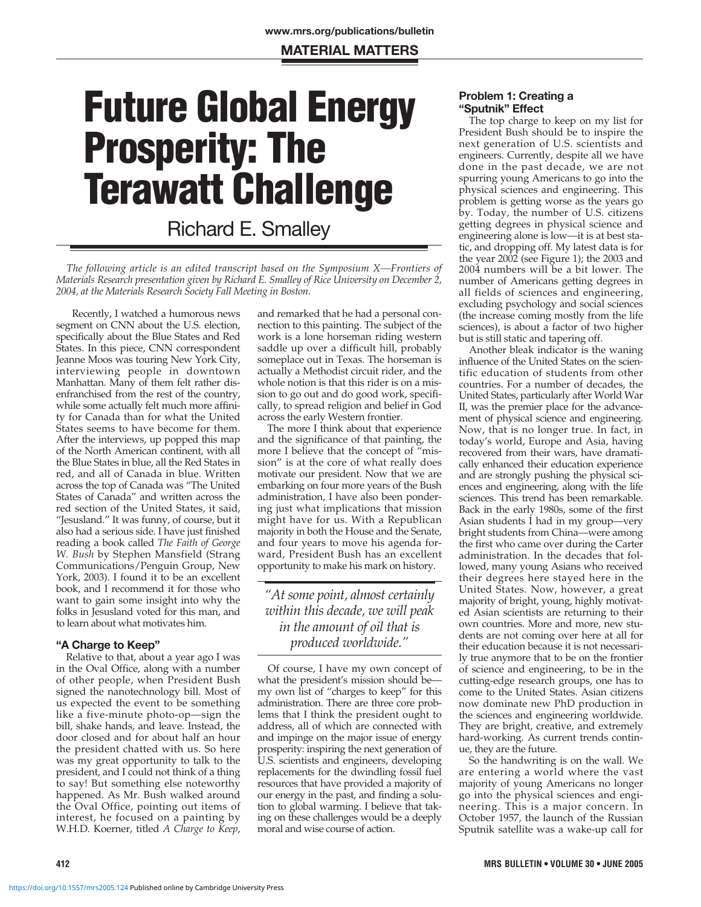# Future Global Energy Prosperity: The Terawatt Challenge

Richard E. Smalley

*The following article is an edited transcript based on the Symposium X—Frontiers of Materials Research presentation given by Richard E. Smalley of Rice University on December 2, 2004, at the Materials Research Society Fall Meeting in Boston.*

Recently, I watched a humorous news segment on CNN about the U.S. election, specifically about the Blue States and Red States. In this piece, CNN correspondent Jeanne Moos was touring New York City, interviewing people in downtown Manhattan. Many of them felt rather disenfranchised from the rest of the country, while some actually felt much more affinity for Canada than for what the United States seems to have become for them. After the interviews, up popped this map of the North American continent, with all the Blue States in blue, all the Red States in red, and all of Canada in blue. Written across the top of Canada was "The United States of Canada" and written across the red section of the United States, it said, "Jesusland." It was funny, of course, but it also had a serious side. I have just finished reading a book called *The Faith of George W. Bush* by Stephen Mansfield (Strang Communications/Penguin Group, New York, 2003). I found it to be an excellent book, and I recommend it for those who want to gain some insight into why the folks in Jesusland voted for this man, and to learn about what motivates him.

### "A Charge to Keep"

Relative to that, about a year ago I was in the Oval Office, along with a number of other people, when President Bush signed the nanotechnology bill. Most of us expected the event to be something like a five-minute photo-op—sign the bill, shake hands, and leave. Instead, the door closed and for about half an hour the president chatted with us. So here was my great opportunity to talk to the president, and I could not think of a thing to say! But something else noteworthy happened. As Mr. Bush walked around the Oval Office, pointing out items of interest, he focused on a painting by W.H.D. Koerner, titled *A Charge to Keep*, and remarked that he had a personal connection to this painting. The subject of the work is a lone horseman riding western saddle up over a difficult hill, probably someplace out in Texas. The horseman is actually a Methodist circuit rider, and the whole notion is that this rider is on a mission to go out and do good work, specifically, to spread religion and belief in God across the early Western frontier.

The more I think about that experience and the significance of that painting, the more I believe that the concept of "mission" is at the core of what really does motivate our president. Now that we are embarking on four more years of the Bush administration, I have also been pondering just what implications that mission might have for us. With a Republican majority in both the House and the Senate, and four years to move his agenda forward, President Bush has an excellent opportunity to make his mark on history.

> *"At some point, almost certainly within this decade, we will peak in the amount of oil that is produced worldwide."*

Of course, I have my own concept of what the president's mission should be—my own list of "charges to keep" for this administration. There are three core problems that I think the president ought to address, all of which are connected with and impinge on the major issue of energy prosperity: inspiring the next generation of U.S. scientists and engineers, developing replacements for the dwindling fossil fuel resources that have provided a majority of our energy in the past, and finding a solution to global warming. I believe that taking on these challenges would be a deeply moral and wise course of action.

### Problem 1: Creating a "Sputnik" Effect

The top charge to keep on my list for President Bush should be to inspire the next generation of U.S. scientists and engineers. Currently, despite all we have done in the past decade, we are not spurring young Americans to go into the physical sciences and engineering. This problem is getting worse as the years go by. Today, the number of U.S. citizens getting degrees in physical science and engineering alone is low—it is at best static, and dropping off. My latest data is for the year 2002 (see Figure 1); the 2003 and 2004 numbers will be a bit lower. The number of Americans getting degrees in all fields of sciences and engineering, excluding psychology and social sciences (the increase coming mostly from the life sciences), is about a factor of two higher but is still static and tapering off.

Another bleak indicator is the waning influence of the United States on the scientific education of students from other countries. For a number of decades, the United States, particularly after World War II, was the premier place for the advancement of physical science and engineering. Now, that is no longer true. In fact, in today's world, Europe and Asia, having recovered from their wars, have dramatically enhanced their education experience and are strongly pushing the physical sciences and engineering, along with the life sciences. This trend has been remarkable. Back in the early 1980s, some of the first Asian students I had in my group—very bright students from China—were among the first who came over during the Carter administration. In the decades that followed, many young Asians who received their degrees here stayed here in the United States. Now, however, a great majority of bright, young, highly motivated Asian scientists are returning to their own countries. More and more, new students are not coming over here at all for their education because it is not necessarily true anymore that to be on the frontier of science and engineering, to be in the cutting-edge research groups, one has to come to the United States. Asian citizens now dominate new PhD production in the sciences and engineering worldwide. They are bright, creative, and extremely hard-working. As current trends continue, they are the future.

So the handwriting is on the wall. We are entering a world where the vast majority of young Americans no longer go into the physical sciences and engineering. This is a major concern. In October 1957, the launch of the Russian Sputnik satellite was a wake-up call for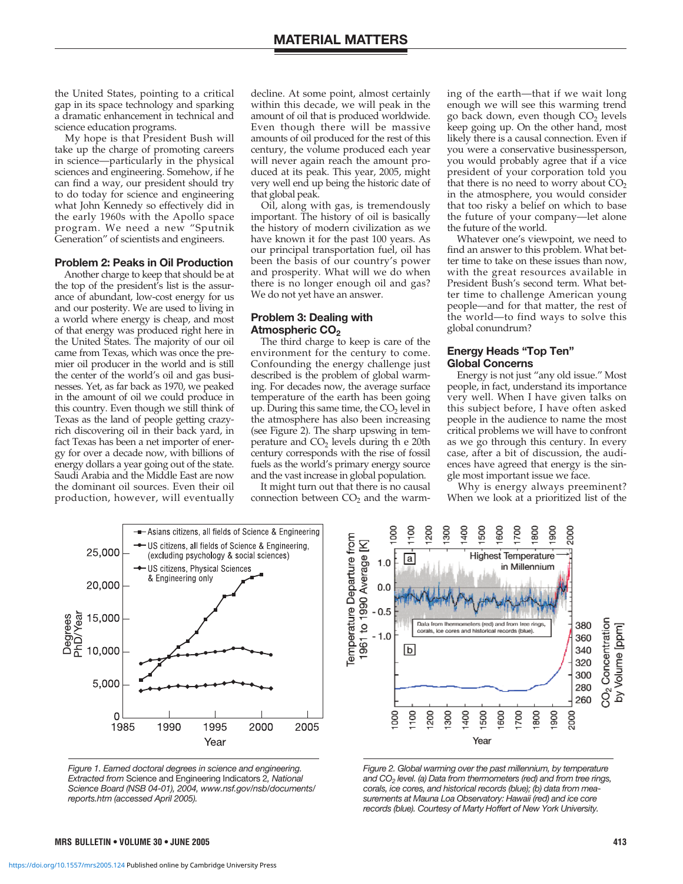the United States, pointing to a critical gap in its space technology and sparking a dramatic enhancement in technical and science education programs.

My hope is that President Bush will take up the charge of promoting careers in science—particularly in the physical sciences and engineering. Somehow, if he can find a way, our president should try to do today for science and engineering what John Kennedy so effectively did in the early 1960s with the Apollo space program. We need a new "Sputnik Generation" of scientists and engineers.

### Problem 2: Peaks in Oil Production

Another charge to keep that should be at the top of the president's list is the assurance of abundant, low-cost energy for us and our posterity. We are used to living in a world where energy is cheap, and most of that energy was produced right here in the United States. The majority of our oil came from Texas, which was once the premier oil producer in the world and is still the center of the world's oil and gas businesses. Yet, as far back as 1970, we peaked in the amount of oil we could produce in this country. Even though we still think of Texas as the land of people getting crazy-rich discovering oil in their back yard, in fact Texas has been a net importer of energy for over a decade now, with billions of energy dollars a year going out of the state. Saudi Arabia and the Middle East are now the dominant oil sources. Even their oil production, however, will eventually decline. At some point, almost certainly within this decade, we will peak in the amount of oil that is produced worldwide. Even though there will be massive amounts of oil produced for the rest of this century, the volume produced each year will never again reach the amount produced at its peak. This year, 2005, might very well end up being the historic date of that global peak.

Oil, along with gas, is tremendously important. The history of oil is basically the history of modern civilization as we have known it for the past 100 years. As our principal transportation fuel, oil has been the basis of our country's power and prosperity. What will we do when there is no longer enough oil and gas? We do not yet have an answer.

### Problem 3: Dealing with Atmospheric $CO_2$

The third charge to keep is care of the environment for the century to come. Confounding the energy challenge just described is the problem of global warming. For decades now, the average surface temperature of the earth has been going up. During this same time, the $CO_2$ level in the atmosphere has also been increasing (see Figure 2). The sharp upswing in temperature and $CO_2$ levels during th e 20th century corresponds with the rise of fossil fuels as the world's primary energy source and the vast increase in global population.

It might turn out that there is no causal connection between $CO_2$ and the warming of the earth—that if we wait long enough we will see this warming trend go back down, even though $CO_2$ levels keep going up. On the other hand, most likely there is a causal connection. Even if you were a conservative businessperson, you would probably agree that if a vice president of your corporation told you that there is no need to worry about $CO_2$ in the atmosphere, you would consider that too risky a belief on which to base the future of your company—let alone the future of the world.

Whatever one's viewpoint, we need to find an answer to this problem. What better time to take on these issues than now, with the great resources available in President Bush's second term. What better time to challenge American young people—and for that matter, the rest of the world—to find ways to solve this global conundrum?

### Energy Heads "Top Ten" Global Concerns

Energy is not just "any old issue." Most people, in fact, understand its importance very well. When I have given talks on this subject before, I have often asked people in the audience to name the most critical problems we will have to confront as we go through this century. In every case, after a bit of discussion, the audiences have agreed that energy is the single most important issue we face.

Why is energy always preeminent? When we look at a prioritized list of the

Asians citizens, all fields of Science & Engineering
US citizens, all fields of Science & Engineering, (excluding psychology & social sciences)
US citizens, Physical Sciences & Engineering only
Degrees PhD/Year
0
5,000
10,000
15,000
20,000
25,000
1985 1990 1995 2000 2005
Year

*Figure 1. Earned doctoral degrees in science and engineering. Extracted from* Science and Engineering Indicators 2, *National Science Board (NSB 04-01), 2004, www.nsf.gov/nsb/documents/reports.htm (accessed April 2005).*

Temperature Departure from 1961 to 1990 Average [K]
1.0
0.0
- 0.5
- 1.0
a
Highest Temperature in Millennium
Data from thermometers (red) and from tree rings, corals, ice cores and historical records (blue).
b
CO2 Concentration by Volume [ppm]
380
360
340
320
300
280
260
1000 1100 1200 1300 1400 1500 1600 1700 1800 1900 2000
Year

*Figure 2. Global warming over the past millennium, by temperature and $CO_2$ level. (a) Data from thermometers (red) and from tree rings, corals, ice cores, and historical records (blue); (b) data from measurements at Mauna Loa Observatory: Hawaii (red) and ice core records (blue). Courtesy of Marty Hoffert of New York University.*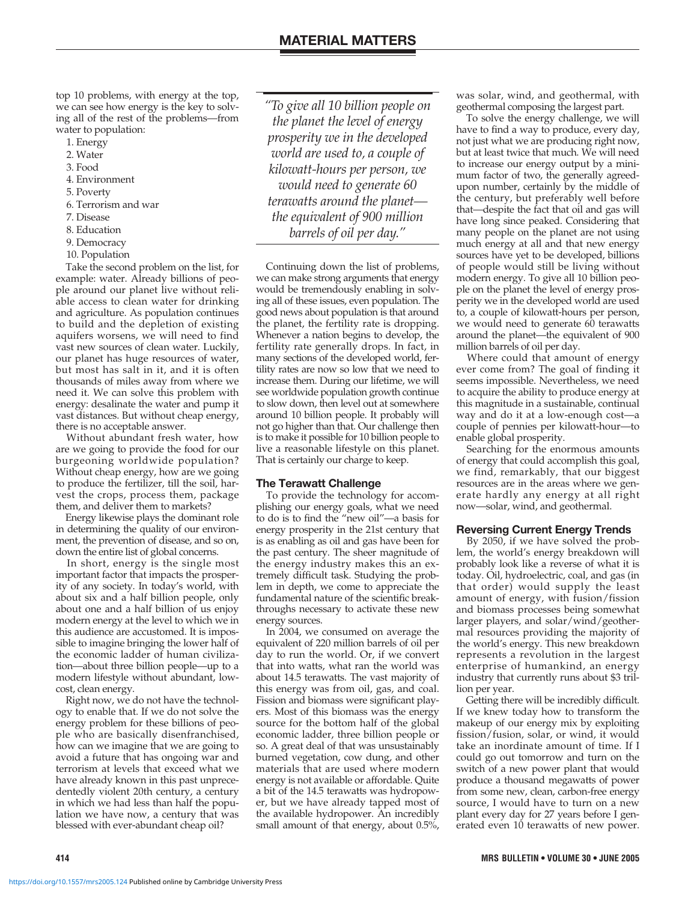top 10 problems, with energy at the top, we can see how energy is the key to solving all of the rest of the problems—from water to population:

1. Energy
2. Water
3. Food
4. Environment
5. Poverty
6. Terrorism and war
7. Disease
8. Education
9. Democracy
10. Population

Take the second problem on the list, for example: water. Already billions of people around our planet live without reliable access to clean water for drinking and agriculture. As population continues to build and the depletion of existing aquifers worsens, we will need to find vast new sources of clean water. Luckily, our planet has huge resources of water, but most has salt in it, and it is often thousands of miles away from where we need it. We can solve this problem with energy: desalinate the water and pump it vast distances. But without cheap energy, there is no acceptable answer.

Without abundant fresh water, how are we going to provide the food for our burgeoning worldwide population? Without cheap energy, how are we going to produce the fertilizer, till the soil, harvest the crops, process them, package them, and deliver them to markets?

Energy likewise plays the dominant role in determining the quality of our environment, the prevention of disease, and so on, down the entire list of global concerns.

In short, energy is the single most important factor that impacts the prosperity of any society. In today's world, with about six and a half billion people, only about one and a half billion of us enjoy modern energy at the level to which we in this audience are accustomed. It is impossible to imagine bringing the lower half of the economic ladder of human civilization—about three billion people—up to a modern lifestyle without abundant, low-cost, clean energy.

Right now, we do not have the technology to enable that. If we do not solve the energy problem for these billions of people who are basically disenfranchised, how can we imagine that we are going to avoid a future that has ongoing war and terrorism at levels that exceed what we have already known in this past unprecedentedly violent 20th century, a century in which we had less than half the population we have now, a century that was blessed with ever-abundant cheap oil?

*"To give all 10 billion people on the planet the level of energy prosperity we in the developed world are used to, a couple of kilowatt-hours per person, we would need to generate 60 terawatts around the planet—the equivalent of 900 million barrels of oil per day."*

Continuing down the list of problems, we can make strong arguments that energy would be tremendously enabling in solving all of these issues, even population. The good news about population is that around the planet, the fertility rate is dropping. Whenever a nation begins to develop, the fertility rate generally drops. In fact, in many sections of the developed world, fertility rates are now so low that we need to increase them. During our lifetime, we will see worldwide population growth continue to slow down, then level out at somewhere around 10 billion people. It probably will not go higher than that. Our challenge then is to make it possible for 10 billion people to live a reasonable lifestyle on this planet. That is certainly our charge to keep.

### The Terawatt Challenge

To provide the technology for accomplishing our energy goals, what we need to do is to find the "new oil"—a basis for energy prosperity in the 21st century that is as enabling as oil and gas have been for the past century. The sheer magnitude of the energy industry makes this an extremely difficult task. Studying the problem in depth, we come to appreciate the fundamental nature of the scientific breakthroughs necessary to activate these new energy sources.

In 2004, we consumed on average the equivalent of 220 million barrels of oil per day to run the world. Or, if we convert that into watts, what ran the world was about 14.5 terawatts. The vast majority of this energy was from oil, gas, and coal. Fission and biomass were significant players. Most of this biomass was the energy source for the bottom half of the global economic ladder, three billion people or so. A great deal of that was unsustainably burned vegetation, cow dung, and other materials that are used where modern energy is not available or affordable. Quite a bit of the 14.5 terawatts was hydropower, but we have already tapped most of the available hydropower. An incredibly small amount of that energy, about 0.5%, was solar, wind, and geothermal, with geothermal composing the largest part.

To solve the energy challenge, we will have to find a way to produce, every day, not just what we are producing right now, but at least twice that much. We will need to increase our energy output by a minimum factor of two, the generally agreed-upon number, certainly by the middle of the century, but preferably well before that—despite the fact that oil and gas will have long since peaked. Considering that many people on the planet are not using much energy at all and that new energy sources have yet to be developed, billions of people would still be living without modern energy. To give all 10 billion people on the planet the level of energy prosperity we in the developed world are used to, a couple of kilowatt-hours per person, we would need to generate 60 terawatts around the planet—the equivalent of 900 million barrels of oil per day.

Where could that amount of energy ever come from? The goal of finding it seems impossible. Nevertheless, we need to acquire the ability to produce energy at this magnitude in a sustainable, continual way and do it at a low-enough cost—a couple of pennies per kilowatt-hour—to enable global prosperity.

Searching for the enormous amounts of energy that could accomplish this goal, we find, remarkably, that our biggest resources are in the areas where we generate hardly any energy at all right now—solar, wind, and geothermal.

### Reversing Current Energy Trends

By 2050, if we have solved the problem, the world's energy breakdown will probably look like a reverse of what it is today. Oil, hydroelectric, coal, and gas (in that order) would supply the least amount of energy, with fusion/fission and biomass processes being somewhat larger players, and solar/wind/geothermal resources providing the majority of the world's energy. This new breakdown represents a revolution in the largest enterprise of humankind, an energy industry that currently runs about $3 trillion per year.

Getting there will be incredibly difficult. If we knew today how to transform the makeup of our energy mix by exploiting fission/fusion, solar, or wind, it would take an inordinate amount of time. If I could go out tomorrow and turn on the switch of a new power plant that would produce a thousand megawatts of power from some new, clean, carbon-free energy source, I would have to turn on a new plant every day for 27 years before I generated even 10 terawatts of new power.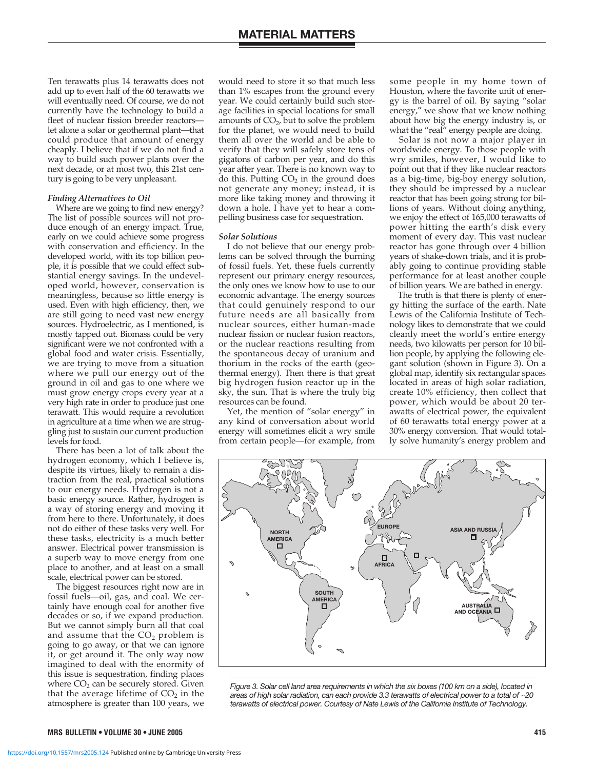Ten terawatts plus 14 terawatts does not add up to even half of the 60 terawatts we will eventually need. Of course, we do not currently have the technology to build a fleet of nuclear fission breeder reactors—let alone a solar or geothermal plant—that could produce that amount of energy cheaply. I believe that if we do not find a way to build such power plants over the next decade, or at most two, this 21st century is going to be very unpleasant.

### *Finding Alternatives to Oil*

Where are we going to find new energy? The list of possible sources will not produce enough of an energy impact. True, early on we could achieve some progress with conservation and efficiency. In the developed world, with its top billion people, it is possible that we could effect substantial energy savings. In the undeveloped world, however, conservation is meaningless, because so little energy is used. Even with high efficiency, then, we are still going to need vast new energy sources. Hydroelectric, as I mentioned, is mostly tapped out. Biomass could be very significant were we not confronted with a global food and water crisis. Essentially, we are trying to move from a situation where we pull our energy out of the ground in oil and gas to one where we must grow energy crops every year at a very high rate in order to produce just one terawatt. This would require a revolution in agriculture at a time when we are struggling just to sustain our current production levels for food.

There has been a lot of talk about the hydrogen economy, which I believe is, despite its virtues, likely to remain a distraction from the real, practical solutions to our energy needs. Hydrogen is not a basic energy source. Rather, hydrogen is a way of storing energy and moving it from here to there. Unfortunately, it does not do either of these tasks very well. For these tasks, electricity is a much better answer. Electrical power transmission is a superb way to move energy from one place to another, and at least on a small scale, electrical power can be stored.

The biggest resources right now are in fossil fuels—oil, gas, and coal. We certainly have enough coal for another five decades or so, if we expand production. But we cannot simply burn all that coal and assume that the $CO_2$ problem is going to go away, or that we can ignore it, or get around it. The only way now imagined to deal with the enormity of this issue is sequestration, finding places where $CO_2$ can be securely stored. Given that the average lifetime of $CO_2$ in the atmosphere is greater than 100 years, we would need to store it so that much less than 1% escapes from the ground every year. We could certainly build such storage facilities in special locations for small amounts of $CO_2$, but to solve the problem for the planet, we would need to build them all over the world and be able to verify that they will safely store tens of gigatons of carbon per year, and do this year after year. There is no known way to do this. Putting $CO_2$ in the ground does not generate any money; instead, it is more like taking money and throwing it down a hole. I have yet to hear a compelling business case for sequestration.

### *Solar Solutions*

I do not believe that our energy problems can be solved through the burning of fossil fuels. Yet, these fuels currently represent our primary energy resources, the only ones we know how to use to our economic advantage. The energy sources that could genuinely respond to our future needs are all basically from nuclear sources, either human-made nuclear fission or nuclear fusion reactors, or the nuclear reactions resulting from the spontaneous decay of uranium and thorium in the rocks of the earth (geothermal energy). Then there is that great big hydrogen fusion reactor up in the sky, the sun. That is where the truly big resources can be found.

Yet, the mention of "solar energy" in any kind of conversation about world energy will sometimes elicit a wry smile from certain people—for example, from some people in my home town of Houston, where the favorite unit of energy is the barrel of oil. By saying "solar energy," we show that we know nothing about how big the energy industry is, or what the "real" energy people are doing.

Solar is not now a major player in worldwide energy. To those people with wry smiles, however, I would like to point out that if they like nuclear reactors as a big-time, big-boy energy solution, they should be impressed by a nuclear reactor that has been going strong for billions of years. Without doing anything, we enjoy the effect of 165,000 terawatts of power hitting the earth's disk every moment of every day. This vast nuclear reactor has gone through over 4 billion years of shake-down trials, and it is probably going to continue providing stable performance for at least another couple of billion years. We are bathed in energy.

The truth is that there is plenty of energy hitting the surface of the earth. Nate Lewis of the California Institute of Technology likes to demonstrate that we could cleanly meet the world's entire energy needs, two kilowatts per person for 10 billion people, by applying the following elegant solution (shown in Figure 3). On a global map, identify six rectangular spaces located in areas of high solar radiation, create 10% efficiency, then collect that power, which would be about 20 terawatts of electrical power, the equivalent of 60 terawatts total energy power at a 30% energy conversion. That would totally solve humanity's energy problem and

*Figure 3. Solar cell land area requirements in which the six boxes (100 km on a side), located in areas of high solar radiation, can each provide 3.3 terawatts of electrical power to a total of ~20 terawatts of electrical power. Courtesy of Nate Lewis of the California Institute of Technology.*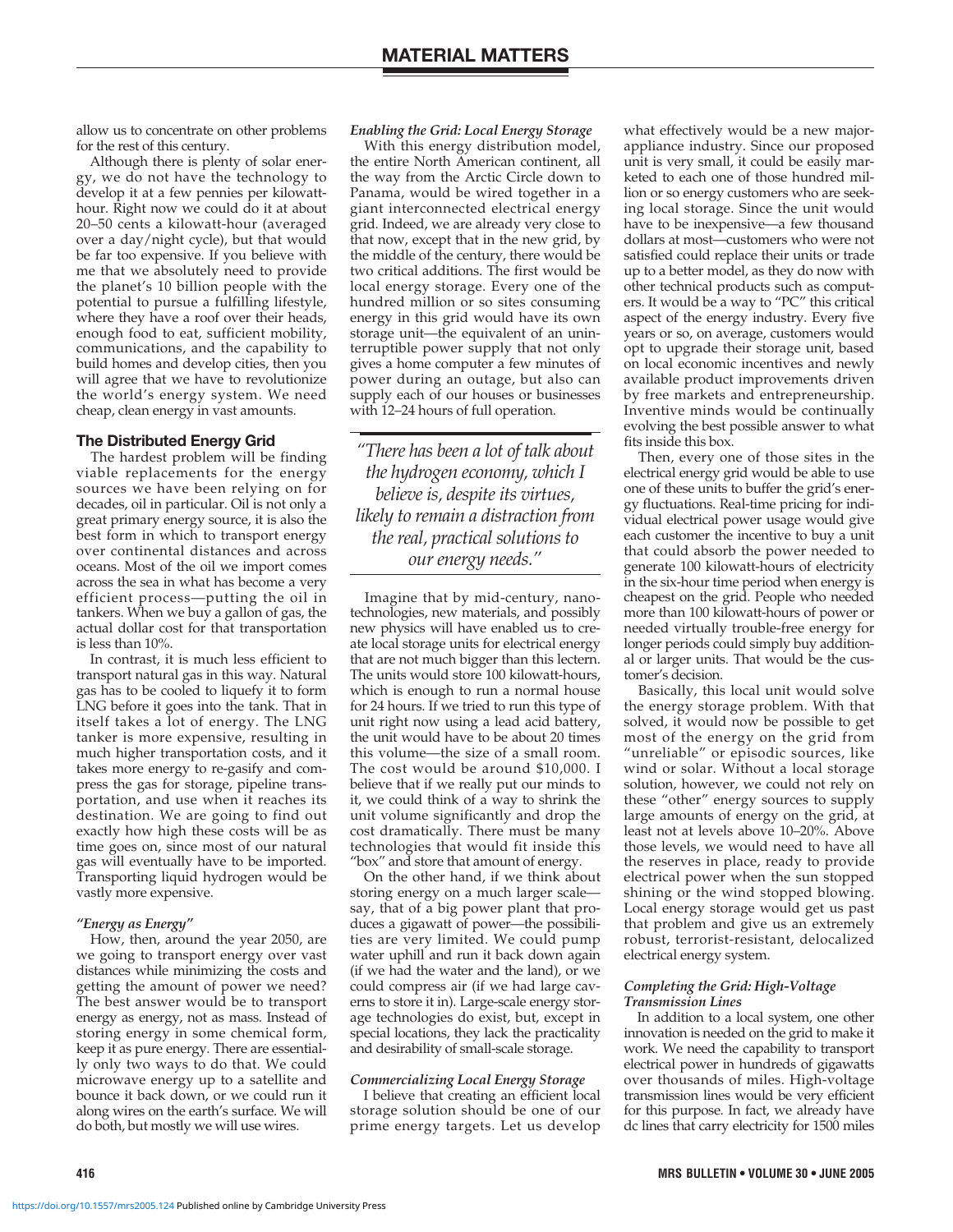allow us to concentrate on other problems for the rest of this century.

Although there is plenty of solar energy, we do not have the technology to develop it at a few pennies per kilowatt-hour. Right now we could do it at about 20–50 cents a kilowatt-hour (averaged over a day/night cycle), but that would be far too expensive. If you believe with me that we absolutely need to provide the planet's 10 billion people with the potential to pursue a fulfilling lifestyle, where they have a roof over their heads, enough food to eat, sufficient mobility, communications, and the capability to build homes and develop cities, then you will agree that we have to revolutionize the world's energy system. We need cheap, clean energy in vast amounts.

### The Distributed Energy Grid

The hardest problem will be finding viable replacements for the energy sources we have been relying on for decades, oil in particular. Oil is not only a great primary energy source, it is also the best form in which to transport energy over continental distances and across oceans. Most of the oil we import comes across the sea in what has become a very efficient process—putting the oil in tankers. When we buy a gallon of gas, the actual dollar cost for that transportation is less than 10%.

In contrast, it is much less efficient to transport natural gas in this way. Natural gas has to be cooled to liquefy it to form LNG before it goes into the tank. That in itself takes a lot of energy. The LNG tanker is more expensive, resulting in much higher transportation costs, and it takes more energy to re-gasify and compress the gas for storage, pipeline transportation, and use when it reaches its destination. We are going to find out exactly how high these costs will be as time goes on, since most of our natural gas will eventually have to be imported. Transporting liquid hydrogen would be vastly more expensive.

#### *"Energy as Energy"*

How, then, around the year 2050, are we going to transport energy over vast distances while minimizing the costs and getting the amount of power we need? The best answer would be to transport energy as energy, not as mass. Instead of storing energy in some chemical form, keep it as pure energy. There are essentially only two ways to do that. We could microwave energy up to a satellite and bounce it back down, or we could run it along wires on the earth's surface. We will do both, but mostly we will use wires.

#### *Enabling the Grid: Local Energy Storage*

With this energy distribution model, the entire North American continent, all the way from the Arctic Circle down to Panama, would be wired together in a giant interconnected electrical energy grid. Indeed, we are already very close to that now, except that in the new grid, by the middle of the century, there would be two critical additions. The first would be local energy storage. Every one of the hundred million or so sites consuming energy in this grid would have its own storage unit—the equivalent of an uninterruptible power supply that not only gives a home computer a few minutes of power during an outage, but also can supply each of our houses or businesses with 12–24 hours of full operation.

> *"There has been a lot of talk about the hydrogen economy, which I believe is, despite its virtues, likely to remain a distraction from the real, practical solutions to our energy needs."*

Imagine that by mid-century, nanotechnologies, new materials, and possibly new physics will have enabled us to create local storage units for electrical energy that are not much bigger than this lectern. The units would store 100 kilowatt-hours, which is enough to run a normal house for 24 hours. If we tried to run this type of unit right now using a lead acid battery, the unit would have to be about 20 times this volume—the size of a small room. The cost would be around $10,000. I believe that if we really put our minds to it, we could think of a way to shrink the unit volume significantly and drop the cost dramatically. There must be many technologies that would fit inside this "box" and store that amount of energy.

On the other hand, if we think about storing energy on a much larger scale—say, that of a big power plant that produces a gigawatt of power—the possibilities are very limited. We could pump water uphill and run it back down again (if we had the water and the land), or we could compress air (if we had large caverns to store it in). Large-scale energy storage technologies do exist, but, except in special locations, they lack the practicality and desirability of small-scale storage.

#### *Commercializing Local Energy Storage*

I believe that creating an efficient local storage solution should be one of our prime energy targets. Let us develop what effectively would be a new major-appliance industry. Since our proposed unit is very small, it could be easily marketed to each one of those hundred million or so energy customers who are seeking local storage. Since the unit would have to be inexpensive—a few thousand dollars at most—customers who were not satisfied could replace their units or trade up to a better model, as they do now with other technical products such as computers. It would be a way to "PC" this critical aspect of the energy industry. Every five years or so, on average, customers would opt to upgrade their storage unit, based on local economic incentives and newly available product improvements driven by free markets and entrepreneurship. Inventive minds would be continually evolving the best possible answer to what fits inside this box.

Then, every one of those sites in the electrical energy grid would be able to use one of these units to buffer the grid's energy fluctuations. Real-time pricing for individual electrical power usage would give each customer the incentive to buy a unit that could absorb the power needed to generate 100 kilowatt-hours of electricity in the six-hour time period when energy is cheapest on the grid. People who needed more than 100 kilowatt-hours of power or needed virtually trouble-free energy for longer periods could simply buy additional or larger units. That would be the customer's decision.

Basically, this local unit would solve the energy storage problem. With that solved, it would now be possible to get most of the energy on the grid from "unreliable" or episodic sources, like wind or solar. Without a local storage solution, however, we could not rely on these "other" energy sources to supply large amounts of energy on the grid, at least not at levels above 10–20%. Above those levels, we would need to have all the reserves in place, ready to provide electrical power when the sun stopped shining or the wind stopped blowing. Local energy storage would get us past that problem and give us an extremely robust, terrorist-resistant, delocalized electrical energy system.

#### *Completing the Grid: High-Voltage Transmission Lines*

In addition to a local system, one other innovation is needed on the grid to make it work. We need the capability to transport electrical power in hundreds of gigawatts over thousands of miles. High-voltage transmission lines would be very efficient for this purpose. In fact, we already have dc lines that carry electricity for 1500 miles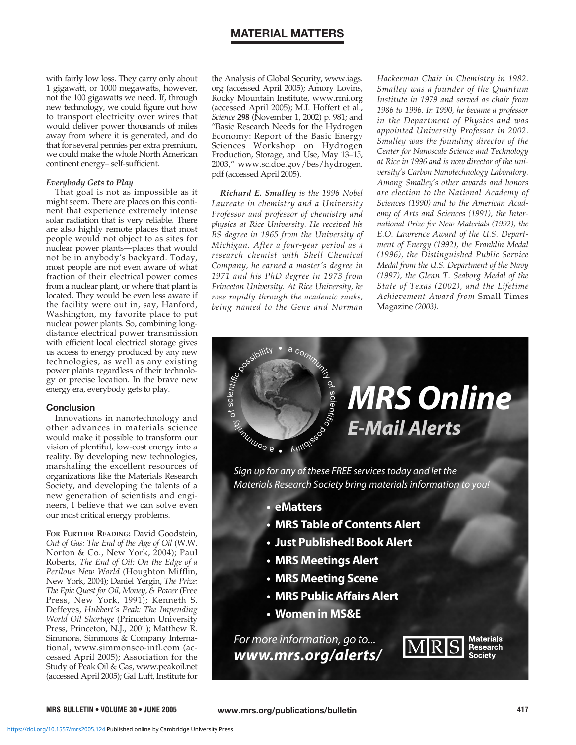with fairly low loss. They carry only about 1 gigawatt, or 1000 megawatts, however, not the 100 gigawatts we need. If, through new technology, we could figure out how to transport electricity over wires that would deliver power thousands of miles away from where it is generated, and do that for several pennies per extra premium, we could make the whole North American continent energy– self-sufficient.

### *Everybody Gets to Play*

That goal is not as impossible as it might seem. There are places on this continent that experience extremely intense solar radiation that is very reliable. There are also highly remote places that most people would not object to as sites for nuclear power plants—places that would not be in anybody's backyard. Today, most people are not even aware of what fraction of their electrical power comes from a nuclear plant, or where that plant is located. They would be even less aware if the facility were out in, say, Hanford, Washington, my favorite place to put nuclear power plants. So, combining long-distance electrical power transmission with efficient local electrical storage gives us access to energy produced by any new technologies, as well as any existing power plants regardless of their technology or precise location. In the brave new energy era, everybody gets to play.

## Conclusion

Innovations in nanotechnology and other advances in materials science would make it possible to transform our vision of plentiful, low-cost energy into a reality. By developing new technologies, marshaling the excellent resources of organizations like the Materials Research Society, and developing the talents of a new generation of scientists and engineers, I believe that we can solve even our most critical energy problems.

**For Further Reading:** David Goodstein, *Out of Gas: The End of the Age of Oil* (W.W. Norton & Co., New York, 2004); Paul Roberts, *The End of Oil: On the Edge of a Perilous New World* (Houghton Mifflin, New York, 2004); Daniel Yergin, *The Prize: The Epic Quest for Oil, Money, & Power* (Free Press, New York, 1991); Kenneth S. Deffeyes, *Hubbert's Peak: The Impending World Oil Shortage* (Princeton University Press, Princeton, N.J., 2001); Matthew R. Simmons, Simmons & Company International, www.simmonsco-intl.com (accessed April 2005); Association for the Study of Peak Oil & Gas, www.peakoil.net (accessed April 2005); Gal Luft, Institute for the Analysis of Global Security, www.iags.org (accessed April 2005); Amory Lovins, Rocky Mountain Institute, www.rmi.org (accessed April 2005); M.I. Hoffert et al., *Science* **298** (November 1, 2002) p. 981; and "Basic Research Needs for the Hydrogen Economy: Report of the Basic Energy Sciences Workshop on Hydrogen Production, Storage, and Use, May 13–15, 2003," www.sc.doe.gov/bes/hydrogen.pdf (accessed April 2005).

***Richard E. Smalley*** *is the 1996 Nobel Laureate in chemistry and a University Professor and professor of chemistry and physics at Rice University. He received his BS degree in 1965 from the University of Michigan. After a four-year period as a research chemist with Shell Chemical Company, he earned a master's degree in 1971 and his PhD degree in 1973 from Princeton University. At Rice University, he rose rapidly through the academic ranks, being named to the Gene and Norman Hackerman Chair in Chemistry in 1982. Smalley was a founder of the Quantum Institute in 1979 and served as chair from 1986 to 1996. In 1990, he became a professor in the Department of Physics and was appointed University Professor in 2002. Smalley was the founding director of the Center for Nanoscale Science and Technology at Rice in 1996 and is now director of the university's Carbon Nanotechnology Laboratory. Among Smalley's other awards and honors are election to the National Academy of Sciences (1990) and to the American Academy of Arts and Sciences (1991), the International Prize for New Materials (1992), the E.O. Lawrence Award of the U.S. Department of Energy (1992), the Franklin Medal (1996), the Distinguished Public Service Medal from the U.S. Department of the Navy (1997), the Glenn T. Seaborg Medal of the State of Texas (2002), and the Lifetime Achievement Award from* Small Times Magazine *(2003).*

a community of scientific possibility • a community of scientific possibility •

# *MRS Online*
## *E-Mail Alerts*

*Sign up for any of these FREE services today and let the Materials Research Society bring materials information to you!*

- **eMatters**
- **MRS Table of Contents Alert**
- **Just Published! Book Alert**
- **MRS Meetings Alert**
- **MRS Meeting Scene**
- **MRS Public Affairs Alert**
- **Women in MS&E**

*For more information, go to...* ***www.mrs.org/alerts/***

MRS Materials Research Society